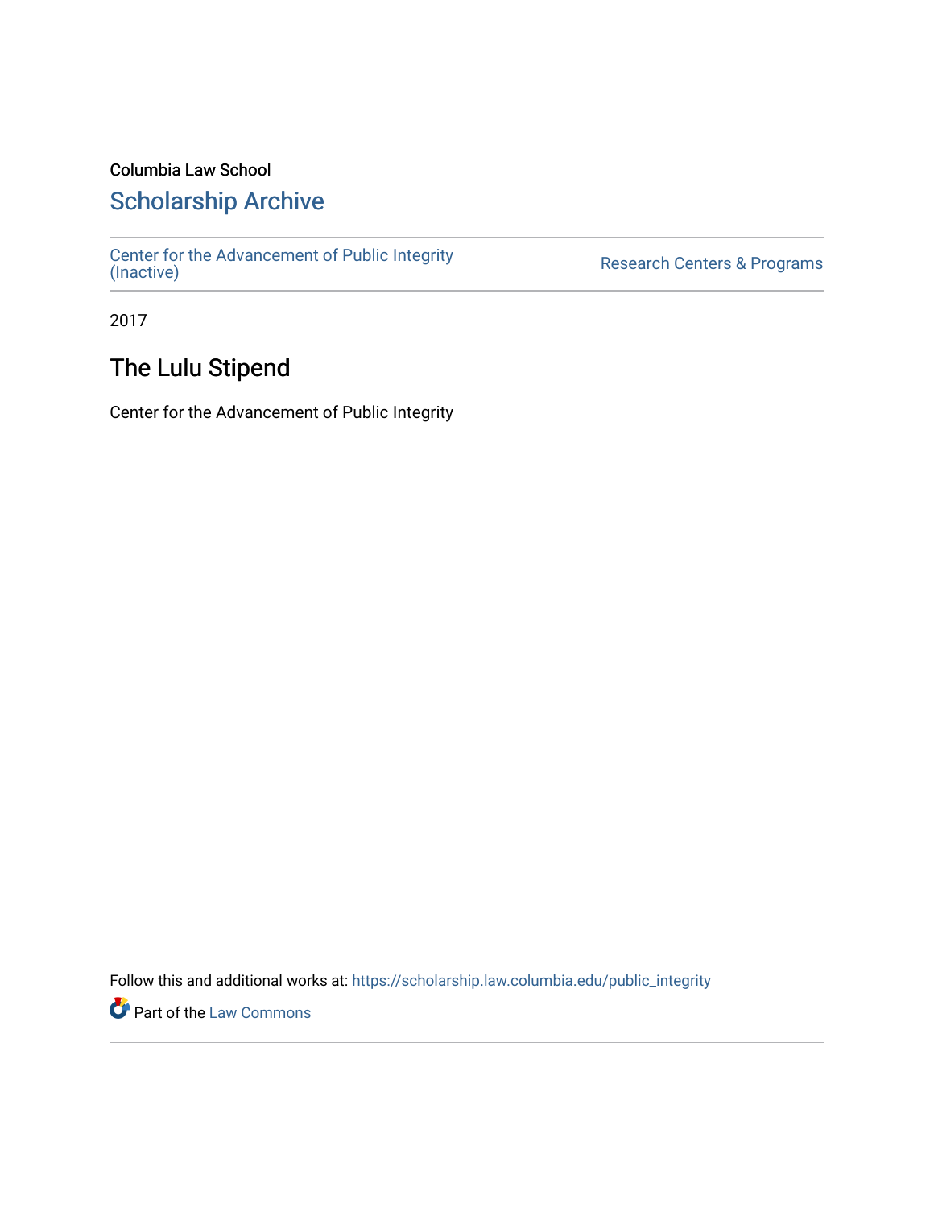Columbia Law School

## Scholarship Archive

Center for the Advancement of Public Integrity (Inactive)

Research Centers & Programs

2017

# The Lulu Stipend

Center for the Advancement of Public Integrity

Follow this and additional works at: https://scholarship.law.columbia.edu/public_integrity

Part of the Law Commons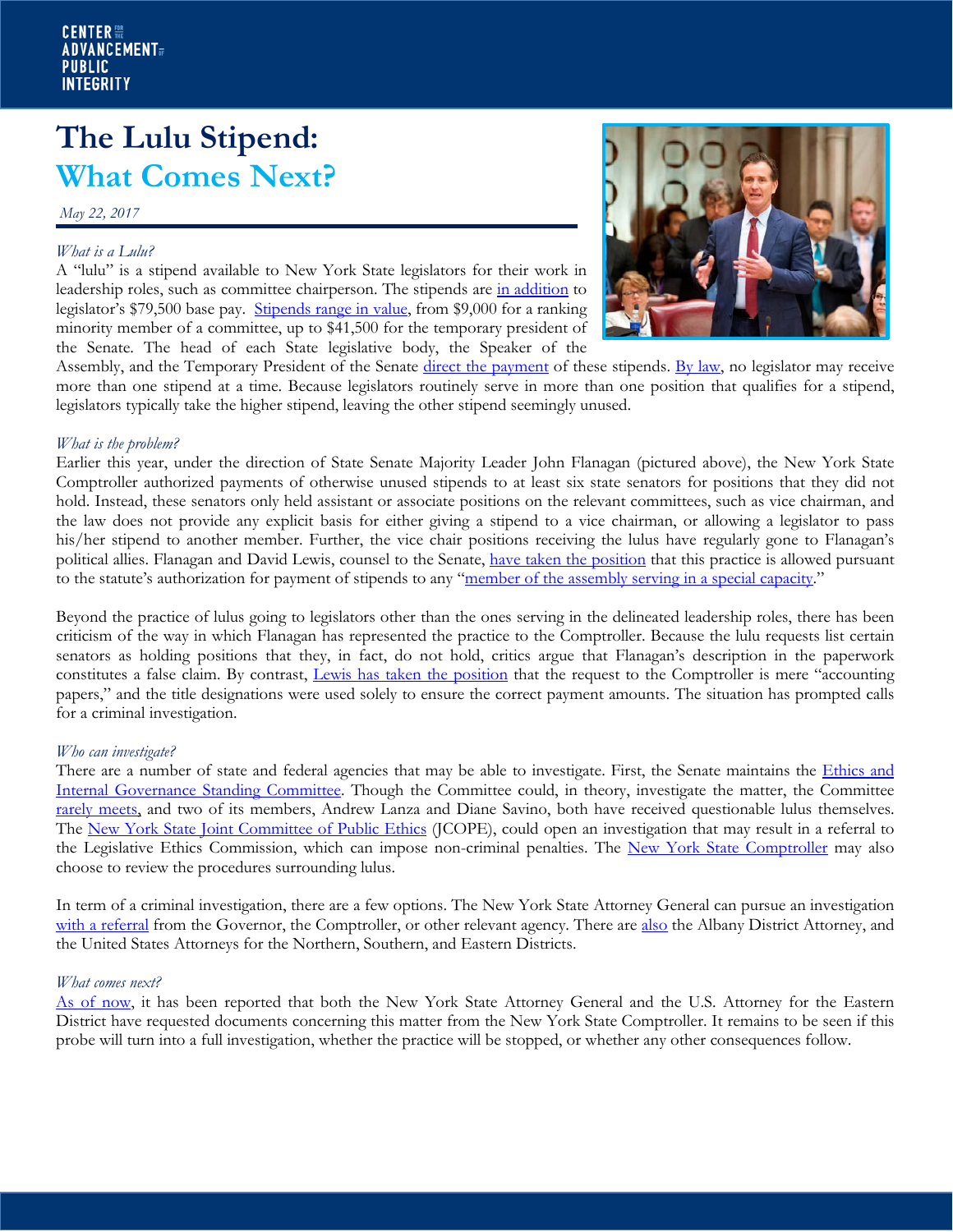CENTER FOR THE ADVANCEMENT OF PUBLIC INTEGRITY

# The Lulu Stipend: What Comes Next?

*May 22, 2017*

### *What is a Lulu?*

A "lulu" is a stipend available to New York State legislators for their work in leadership roles, such as committee chairperson. The stipends are in addition to legislator's $79,500 base pay. Stipends range in value, from $9,000 for a ranking minority member of a committee, up to $41,500 for the temporary president of the Senate. The head of each State legislative body, the Speaker of the Assembly, and the Temporary President of the Senate direct the payment of these stipends. By law, no legislator may receive more than one stipend at a time. Because legislators routinely serve in more than one position that qualifies for a stipend, legislators typically take the higher stipend, leaving the other stipend seemingly unused.

### *What is the problem?*

Earlier this year, under the direction of State Senate Majority Leader John Flanagan (pictured above), the New York State Comptroller authorized payments of otherwise unused stipends to at least six state senators for positions that they did not hold. Instead, these senators only held assistant or associate positions on the relevant committees, such as vice chairman, and the law does not provide any explicit basis for either giving a stipend to a vice chairman, or allowing a legislator to pass his/her stipend to another member. Further, the vice chair positions receiving the lulus have regularly gone to Flanagan's political allies. Flanagan and David Lewis, counsel to the Senate, have taken the position that this practice is allowed pursuant to the statute's authorization for payment of stipends to any "member of the assembly serving in a special capacity."

Beyond the practice of lulus going to legislators other than the ones serving in the delineated leadership roles, there has been criticism of the way in which Flanagan has represented the practice to the Comptroller. Because the lulu requests list certain senators as holding positions that they, in fact, do not hold, critics argue that Flanagan's description in the paperwork constitutes a false claim. By contrast, Lewis has taken the position that the request to the Comptroller is mere "accounting papers," and the title designations were used solely to ensure the correct payment amounts. The situation has prompted calls for a criminal investigation.

### *Who can investigate?*

There are a number of state and federal agencies that may be able to investigate. First, the Senate maintains the Ethics and Internal Governance Standing Committee. Though the Committee could, in theory, investigate the matter, the Committee rarely meets, and two of its members, Andrew Lanza and Diane Savino, both have received questionable lulus themselves. The New York State Joint Committee of Public Ethics (JCOPE), could open an investigation that may result in a referral to the Legislative Ethics Commission, which can impose non-criminal penalties. The New York State Comptroller may also choose to review the procedures surrounding lulus.

In term of a criminal investigation, there are a few options. The New York State Attorney General can pursue an investigation with a referral from the Governor, the Comptroller, or other relevant agency. There are also the Albany District Attorney, and the United States Attorneys for the Northern, Southern, and Eastern Districts.

### *What comes next?*

As of now, it has been reported that both the New York State Attorney General and the U.S. Attorney for the Eastern District have requested documents concerning this matter from the New York State Comptroller. It remains to be seen if this probe will turn into a full investigation, whether the practice will be stopped, or whether any other consequences follow.